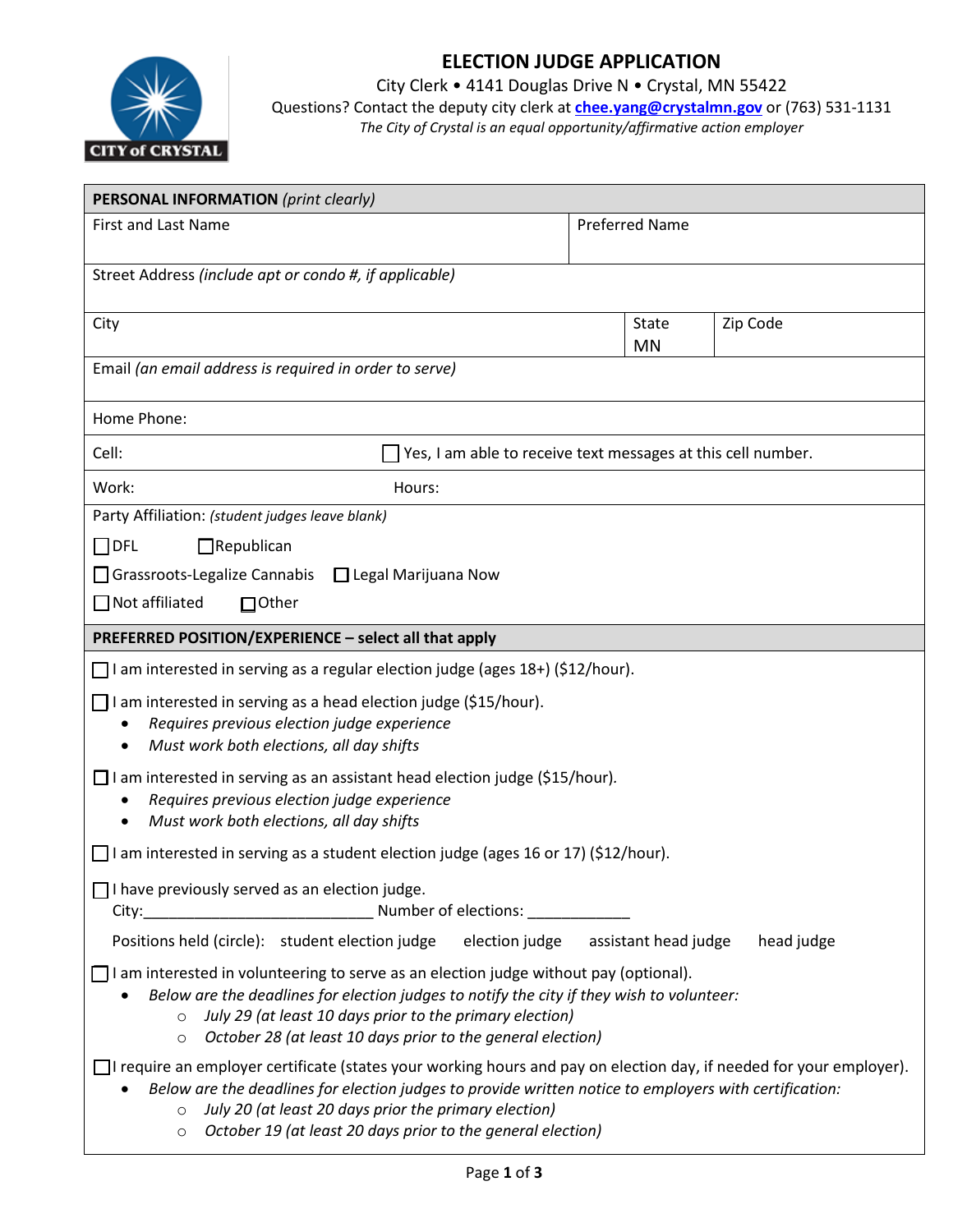# ELECTION JUDGE APPLICATION

City Clerk • 4141 Douglas Drive N • Crystal, MN 55422

Questions? Contact the deputy city clerk at chee.yang@crystalmn.gov or (763) 531-1131

*The City of Crystal is an equal opportunity/affirmative action employer*

| **PERSONAL INFORMATION** *(print clearly)* | | |
|---|---|---|
| First and Last Name | Preferred Name | |
| Street Address *(include apt or condo #, if applicable)* | | |
| City | State MN | Zip Code |
| Email *(an email address is required in order to serve)* | | |
| Home Phone: | | |
| Cell: | ☐ Yes, I am able to receive text messages at this cell number. | |
| Work: | Hours: | |

Party Affiliation: *(student judges leave blank)*

☐ DFL ☐ Republican

☐ Grassroots-Legalize Cannabis ☐ Legal Marijuana Now

☐ Not affiliated ☐ Other

## PREFERRED POSITION/EXPERIENCE – select all that apply

☐ I am interested in serving as a regular election judge (ages 18+) ($12/hour).

☐ I am interested in serving as a head election judge ($15/hour).
- *Requires previous election judge experience*
- *Must work both elections, all day shifts*

☐ I am interested in serving as an assistant head election judge ($15/hour).
- *Requires previous election judge experience*
- *Must work both elections, all day shifts*

☐ I am interested in serving as a student election judge (ages 16 or 17) ($12/hour).

☐ I have previously served as an election judge.
City:___________________________ Number of elections: ____________

Positions held (circle): student election judge election judge assistant head judge head judge

☐ I am interested in volunteering to serve as an election judge without pay (optional).
- *Below are the deadlines for election judges to notify the city if they wish to volunteer:*
  - *July 29 (at least 10 days prior to the primary election)*
  - *October 28 (at least 10 days prior to the general election)*

☐ I require an employer certificate (states your working hours and pay on election day, if needed for your employer).
- *Below are the deadlines for election judges to provide written notice to employers with certification:*
  - *July 20 (at least 20 days prior the primary election)*
  - *October 19 (at least 20 days prior to the general election)*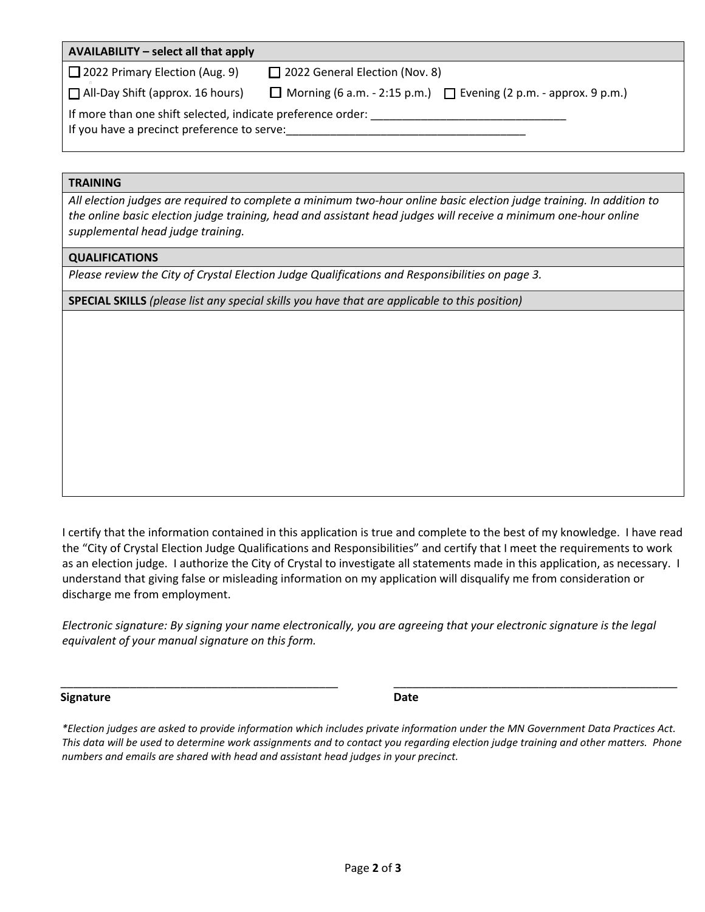## AVAILABILITY – select all that apply

☐ 2022 Primary Election (Aug. 9) ☐ 2022 General Election (Nov. 8)

☐ All-Day Shift (approx. 16 hours) ☐ Morning (6 a.m. - 2:15 p.m.) ☐ Evening (2 p.m. - approx. 9 p.m.)

If more than one shift selected, indicate preference order: _______________________________

If you have a precinct preference to serve:_____________________________________

## TRAINING

*All election judges are required to complete a minimum two-hour online basic election judge training. In addition to the online basic election judge training, head and assistant head judges will receive a minimum one-hour online supplemental head judge training.*

## QUALIFICATIONS

*Please review the City of Crystal Election Judge Qualifications and Responsibilities on page 3.*

## SPECIAL SKILLS *(please list any special skills you have that are applicable to this position)*

I certify that the information contained in this application is true and complete to the best of my knowledge. I have read the "City of Crystal Election Judge Qualifications and Responsibilities" and certify that I meet the requirements to work as an election judge. I authorize the City of Crystal to investigate all statements made in this application, as necessary. I understand that giving false or misleading information on my application will disqualify me from consideration or discharge me from employment.

*Electronic signature: By signing your name electronically, you are agreeing that your electronic signature is the legal equivalent of your manual signature on this form.*

_____________________________________________ _____________________________________________

**Signature** **Date**

*\*Election judges are asked to provide information which includes private information under the MN Government Data Practices Act. This data will be used to determine work assignments and to contact you regarding election judge training and other matters. Phone numbers and emails are shared with head and assistant head judges in your precinct.*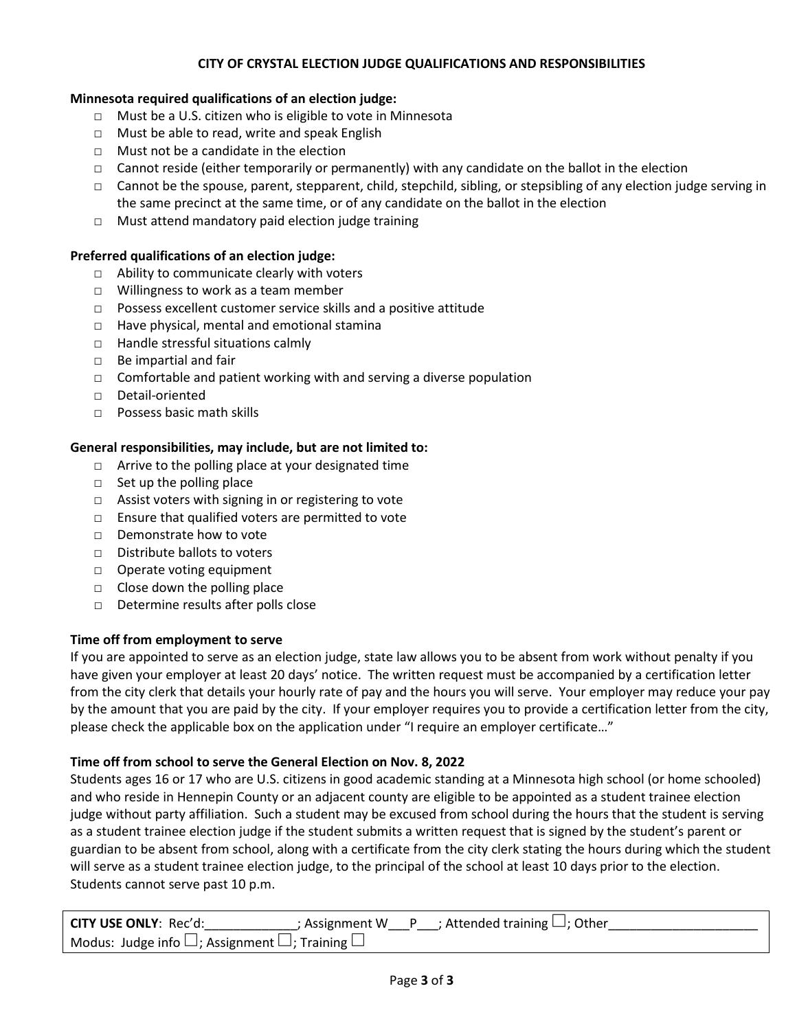**CITY OF CRYSTAL ELECTION JUDGE QUALIFICATIONS AND RESPONSIBILITIES**

**Minnesota required qualifications of an election judge:**

- □ Must be a U.S. citizen who is eligible to vote in Minnesota
- □ Must be able to read, write and speak English
- □ Must not be a candidate in the election
- □ Cannot reside (either temporarily or permanently) with any candidate on the ballot in the election
- □ Cannot be the spouse, parent, stepparent, child, stepchild, sibling, or stepsibling of any election judge serving in the same precinct at the same time, or of any candidate on the ballot in the election
- □ Must attend mandatory paid election judge training

**Preferred qualifications of an election judge:**

- □ Ability to communicate clearly with voters
- □ Willingness to work as a team member
- □ Possess excellent customer service skills and a positive attitude
- □ Have physical, mental and emotional stamina
- □ Handle stressful situations calmly
- □ Be impartial and fair
- □ Comfortable and patient working with and serving a diverse population
- □ Detail-oriented
- □ Possess basic math skills

**General responsibilities, may include, but are not limited to:**

- □ Arrive to the polling place at your designated time
- □ Set up the polling place
- □ Assist voters with signing in or registering to vote
- □ Ensure that qualified voters are permitted to vote
- □ Demonstrate how to vote
- □ Distribute ballots to voters
- □ Operate voting equipment
- □ Close down the polling place
- □ Determine results after polls close

**Time off from employment to serve**

If you are appointed to serve as an election judge, state law allows you to be absent from work without penalty if you have given your employer at least 20 days' notice. The written request must be accompanied by a certification letter from the city clerk that details your hourly rate of pay and the hours you will serve. Your employer may reduce your pay by the amount that you are paid by the city. If your employer requires you to provide a certification letter from the city, please check the applicable box on the application under "I require an employer certificate…"

**Time off from school to serve the General Election on Nov. 8, 2022**

Students ages 16 or 17 who are U.S. citizens in good academic standing at a Minnesota high school (or home schooled) and who reside in Hennepin County or an adjacent county are eligible to be appointed as a student trainee election judge without party affiliation. Such a student may be excused from school during the hours that the student is serving as a student trainee election judge if the student submits a written request that is signed by the student's parent or guardian to be absent from school, along with a certificate from the city clerk stating the hours during which the student will serve as a student trainee election judge, to the principal of the school at least 10 days prior to the election. Students cannot serve past 10 p.m.

**CITY USE ONLY**: Rec'd:_____________; Assignment W___P___; Attended training ☐; Other_____________________
Modus: Judge info ☐; Assignment ☐; Training ☐